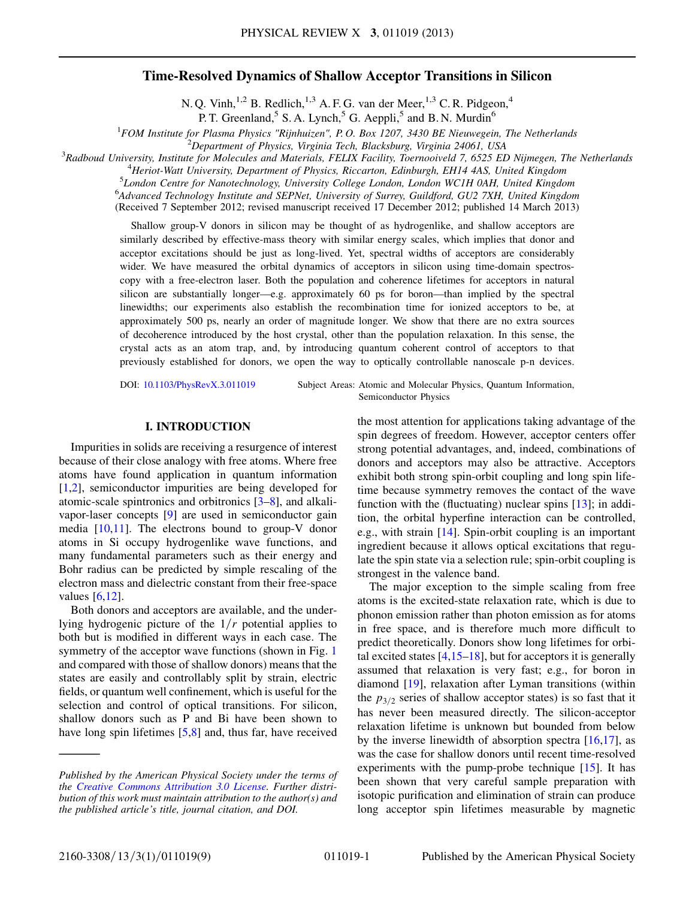# Time-Resolved Dynamics of Shallow Acceptor Transitions in Silicon

N. Q. Vinh,[1,2] B. Redlich,[1,3] A. F. G. van der Meer,[1,3] C. R. Pidgeon,[4] P. T. Greenland,[5] S. A. Lynch,[5] G. Aeppli,[5] and B. N. Murdin[6]

[1]*FOM Institute for Plasma Physics "Rijnhuizen", P. O. Box 1207, 3430 BE Nieuwegein, The Netherlands*
[2]*Department of Physics, Virginia Tech, Blacksburg, Virginia 24061, USA*
[3]*Radboud University, Institute for Molecules and Materials, FELIX Facility, Toernooiveld 7, 6525 ED Nijmegen, The Netherlands*
[4]*Heriot-Watt University, Department of Physics, Riccarton, Edinburgh, EH14 4AS, United Kingdom*
[5]*London Centre for Nanotechnology, University College London, London WC1H 0AH, United Kingdom*
[6]*Advanced Technology Institute and SEPNet, University of Surrey, Guildford, GU2 7XH, United Kingdom*

(Received 7 September 2012; revised manuscript received 17 December 2012; published 14 March 2013)

Shallow group-V donors in silicon may be thought of as hydrogenlike, and shallow acceptors are similarly described by effective-mass theory with similar energy scales, which implies that donor and acceptor excitations should be just as long-lived. Yet, spectral widths of acceptors are considerably wider. We have measured the orbital dynamics of acceptors in silicon using time-domain spectroscopy with a free-electron laser. Both the population and coherence lifetimes for acceptors in natural silicon are substantially longer—e.g. approximately 60 ps for boron—than implied by the spectral linewidths; our experiments also establish the recombination time for ionized acceptors to be, at approximately 500 ps, nearly an order of magnitude longer. We show that there are no extra sources of decoherence introduced by the host crystal, other than the population relaxation. In this sense, the crystal acts as an atom trap, and, by introducing quantum coherent control of acceptors to that previously established for donors, we open the way to optically controllable nanoscale p-n devices.

DOI: 10.1103/PhysRevX.3.011019 Subject Areas: Atomic and Molecular Physics, Quantum Information, Semiconductor Physics

## I. INTRODUCTION

Impurities in solids are receiving a resurgence of interest because of their close analogy with free atoms. Where free atoms have found application in quantum information [1,2], semiconductor impurities are being developed for atomic-scale spintronics and orbitronics [3–8], and alkali-vapor-laser concepts [9] are used in semiconductor gain media [10,11]. The electrons bound to group-V donor atoms in Si occupy hydrogenlike wave functions, and many fundamental parameters such as their energy and Bohr radius can be predicted by simple rescaling of the electron mass and dielectric constant from their free-space values [6,12].

Both donors and acceptors are available, and the underlying hydrogenic picture of the $1/r$ potential applies to both but is modified in different ways in each case. The symmetry of the acceptor wave functions (shown in Fig. 1 and compared with those of shallow donors) means that the states are easily and controllably split by strain, electric fields, or quantum well confinement, which is useful for the selection and control of optical transitions. For silicon, shallow donors such as P and Bi have been shown to have long spin lifetimes [5,8] and, thus far, have received the most attention for applications taking advantage of the spin degrees of freedom. However, acceptor centers offer strong potential advantages, and, indeed, combinations of donors and acceptors may also be attractive. Acceptors exhibit both strong spin-orbit coupling and long spin lifetime because symmetry removes the contact of the wave function with the (fluctuating) nuclear spins [13]; in addition, the orbital hyperfine interaction can be controlled, e.g., with strain [14]. Spin-orbit coupling is an important ingredient because it allows optical excitations that regulate the spin state via a selection rule; spin-orbit coupling is strongest in the valence band.

The major exception to the simple scaling from free atoms is the excited-state relaxation rate, which is due to phonon emission rather than photon emission as for atoms in free space, and is therefore much more difficult to predict theoretically. Donors show long lifetimes for orbital excited states [4,15–18], but for acceptors it is generally assumed that relaxation is very fast; e.g., for boron in diamond [19], relaxation after Lyman transitions (within the $p_{3/2}$ series of shallow acceptor states) is so fast that it has never been measured directly. The silicon-acceptor relaxation lifetime is unknown but bounded from below by the inverse linewidth of absorption spectra [16,17], as was the case for shallow donors until recent time-resolved experiments with the pump-probe technique [15]. It has been shown that very careful sample preparation with isotopic purification and elimination of strain can produce long acceptor spin lifetimes measurable by magnetic

*Published by the American Physical Society under the terms of the Creative Commons Attribution 3.0 License. Further distribution of this work must maintain attribution to the author(s) and the published article's title, journal citation, and DOI.*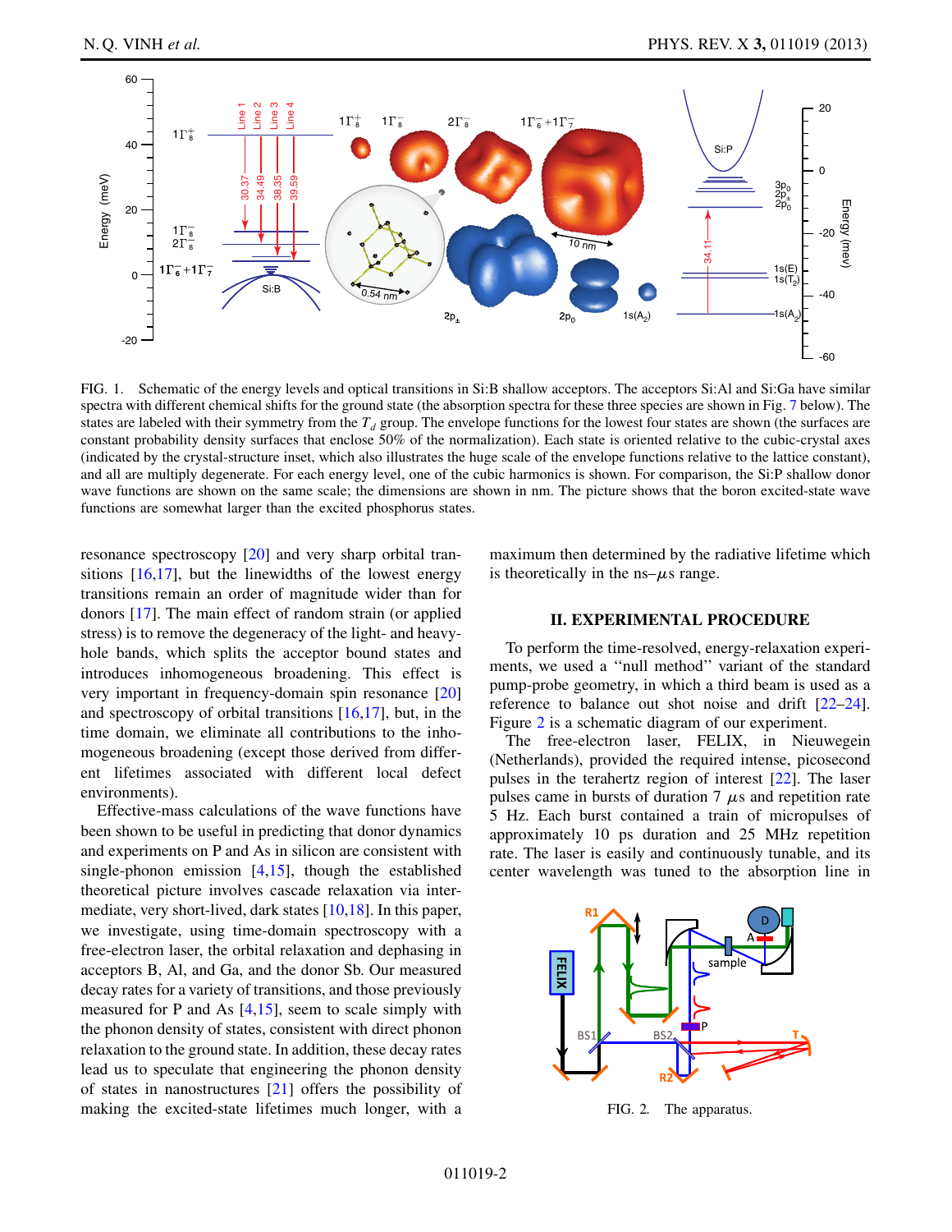FIG. 1. Schematic of the energy levels and optical transitions in Si:B shallow acceptors. The acceptors Si:Al and Si:Ga have similar spectra with different chemical shifts for the ground state (the absorption spectra for these three species are shown in Fig. 7 below). The states are labeled with their symmetry from the $T_d$ group. The envelope functions for the lowest four states are shown (the surfaces are constant probability density surfaces that enclose 50% of the normalization). Each state is oriented relative to the cubic-crystal axes (indicated by the crystal-structure inset, which also illustrates the huge scale of the envelope functions relative to the lattice constant), and all are multiply degenerate. For each energy level, one of the cubic harmonics is shown. For comparison, the Si:P shallow donor wave functions are shown on the same scale; the dimensions are shown in nm. The picture shows that the boron excited-state wave functions are somewhat larger than the excited phosphorus states.

resonance spectroscopy [20] and very sharp orbital transitions [16,17], but the linewidths of the lowest energy transitions remain an order of magnitude wider than for donors [17]. The main effect of random strain (or applied stress) is to remove the degeneracy of the light- and heavy-hole bands, which splits the acceptor bound states and introduces inhomogeneous broadening. This effect is very important in frequency-domain spin resonance [20] and spectroscopy of orbital transitions [16,17], but, in the time domain, we eliminate all contributions to the inhomogeneous broadening (except those derived from different lifetimes associated with different local defect environments).

Effective-mass calculations of the wave functions have been shown to be useful in predicting that donor dynamics and experiments on P and As in silicon are consistent with single-phonon emission [4,15], though the established theoretical picture involves cascade relaxation via intermediate, very short-lived, dark states [10,18]. In this paper, we investigate, using time-domain spectroscopy with a free-electron laser, the orbital relaxation and dephasing in acceptors B, Al, and Ga, and the donor Sb. Our measured decay rates for a variety of transitions, and those previously measured for P and As [4,15], seem to scale simply with the phonon density of states, consistent with direct phonon relaxation to the ground state. In addition, these decay rates lead us to speculate that engineering the phonon density of states in nanostructures [21] offers the possibility of making the excited-state lifetimes much longer, with a maximum then determined by the radiative lifetime which is theoretically in the ns–$\mu$s range.

## II. EXPERIMENTAL PROCEDURE

To perform the time-resolved, energy-relaxation experiments, we used a "null method" variant of the standard pump-probe geometry, in which a third beam is used as a reference to balance out shot noise and drift [22–24]. Figure 2 is a schematic diagram of our experiment.

The free-electron laser, FELIX, in Nieuwegein (Netherlands), provided the required intense, picosecond pulses in the terahertz region of interest [22]. The laser pulses came in bursts of duration 7 $\mu$s and repetition rate 5 Hz. Each burst contained a train of micropulses of approximately 10 ps duration and 25 MHz repetition rate. The laser is easily and continuously tunable, and its center wavelength was tuned to the absorption line in

FIG. 2. The apparatus.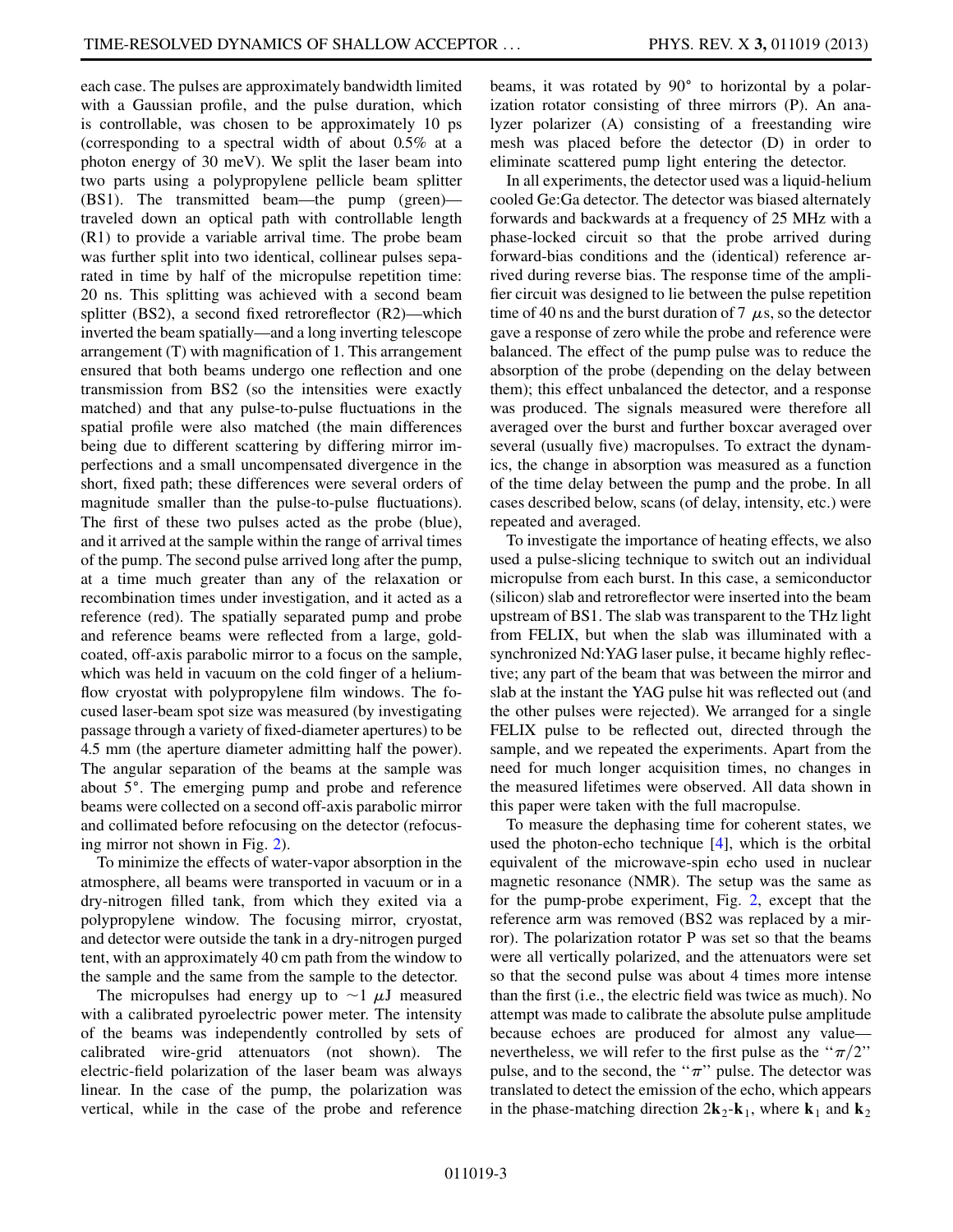each case. The pulses are approximately bandwidth limited with a Gaussian profile, and the pulse duration, which is controllable, was chosen to be approximately 10 ps (corresponding to a spectral width of about 0.5% at a photon energy of 30 meV). We split the laser beam into two parts using a polypropylene pellicle beam splitter (BS1). The transmitted beam—the pump (green)—traveled down an optical path with controllable length (R1) to provide a variable arrival time. The probe beam was further split into two identical, collinear pulses separated in time by half of the micropulse repetition time: 20 ns. This splitting was achieved with a second beam splitter (BS2), a second fixed retroreflector (R2)—which inverted the beam spatially—and a long inverting telescope arrangement (T) with magnification of 1. This arrangement ensured that both beams undergo one reflection and one transmission from BS2 (so the intensities were exactly matched) and that any pulse-to-pulse fluctuations in the spatial profile were also matched (the main differences being due to different scattering by differing mirror imperfections and a small uncompensated divergence in the short, fixed path; these differences were several orders of magnitude smaller than the pulse-to-pulse fluctuations). The first of these two pulses acted as the probe (blue), and it arrived at the sample within the range of arrival times of the pump. The second pulse arrived long after the pump, at a time much greater than any of the relaxation or recombination times under investigation, and it acted as a reference (red). The spatially separated pump and probe and reference beams were reflected from a large, gold-coated, off-axis parabolic mirror to a focus on the sample, which was held in vacuum on the cold finger of a helium-flow cryostat with polypropylene film windows. The focused laser-beam spot size was measured (by investigating passage through a variety of fixed-diameter apertures) to be 4.5 mm (the aperture diameter admitting half the power). The angular separation of the beams at the sample was about 5°. The emerging pump and probe and reference beams were collected on a second off-axis parabolic mirror and collimated before refocusing on the detector (refocusing mirror not shown in Fig. 2).

To minimize the effects of water-vapor absorption in the atmosphere, all beams were transported in vacuum or in a dry-nitrogen filled tank, from which they exited via a polypropylene window. The focusing mirror, cryostat, and detector were outside the tank in a dry-nitrogen purged tent, with an approximately 40 cm path from the window to the sample and the same from the sample to the detector.

The micropulses had energy up to $\sim 1\ \mu$J measured with a calibrated pyroelectric power meter. The intensity of the beams was independently controlled by sets of calibrated wire-grid attenuators (not shown). The electric-field polarization of the laser beam was always linear. In the case of the pump, the polarization was vertical, while in the case of the probe and reference beams, it was rotated by 90° to horizontal by a polarization rotator consisting of three mirrors (P). An analyzer polarizer (A) consisting of a freestanding wire mesh was placed before the detector (D) in order to eliminate scattered pump light entering the detector.

In all experiments, the detector used was a liquid-helium cooled Ge:Ga detector. The detector was biased alternately forwards and backwards at a frequency of 25 MHz with a phase-locked circuit so that the probe arrived during forward-bias conditions and the (identical) reference arrived during reverse bias. The response time of the amplifier circuit was designed to lie between the pulse repetition time of 40 ns and the burst duration of 7 $\mu$s, so the detector gave a response of zero while the probe and reference were balanced. The effect of the pump pulse was to reduce the absorption of the probe (depending on the delay between them); this effect unbalanced the detector, and a response was produced. The signals measured were therefore all averaged over the burst and further boxcar averaged over several (usually five) macropulses. To extract the dynamics, the change in absorption was measured as a function of the time delay between the pump and the probe. In all cases described below, scans (of delay, intensity, etc.) were repeated and averaged.

To investigate the importance of heating effects, we also used a pulse-slicing technique to switch out an individual micropulse from each burst. In this case, a semiconductor (silicon) slab and retroreflector were inserted into the beam upstream of BS1. The slab was transparent to the THz light from FELIX, but when the slab was illuminated with a synchronized Nd:YAG laser pulse, it became highly reflective; any part of the beam that was between the mirror and slab at the instant the YAG pulse hit was reflected out (and the other pulses were rejected). We arranged for a single FELIX pulse to be reflected out, directed through the sample, and we repeated the experiments. Apart from the need for much longer acquisition times, no changes in the measured lifetimes were observed. All data shown in this paper were taken with the full macropulse.

To measure the dephasing time for coherent states, we used the photon-echo technique [4], which is the orbital equivalent of the microwave-spin echo used in nuclear magnetic resonance (NMR). The setup was the same as for the pump-probe experiment, Fig. 2, except that the reference arm was removed (BS2 was replaced by a mirror). The polarization rotator P was set so that the beams were all vertically polarized, and the attenuators were set so that the second pulse was about 4 times more intense than the first (i.e., the electric field was twice as much). No attempt was made to calibrate the absolute pulse amplitude because echoes are produced for almost any value—nevertheless, we will refer to the first pulse as the "$\pi/2$" pulse, and to the second, the "$\pi$" pulse. The detector was translated to detect the emission of the echo, which appears in the phase-matching direction $2\mathbf{k}_2$-$\mathbf{k}_1$, where $\mathbf{k}_1$ and $\mathbf{k}_2$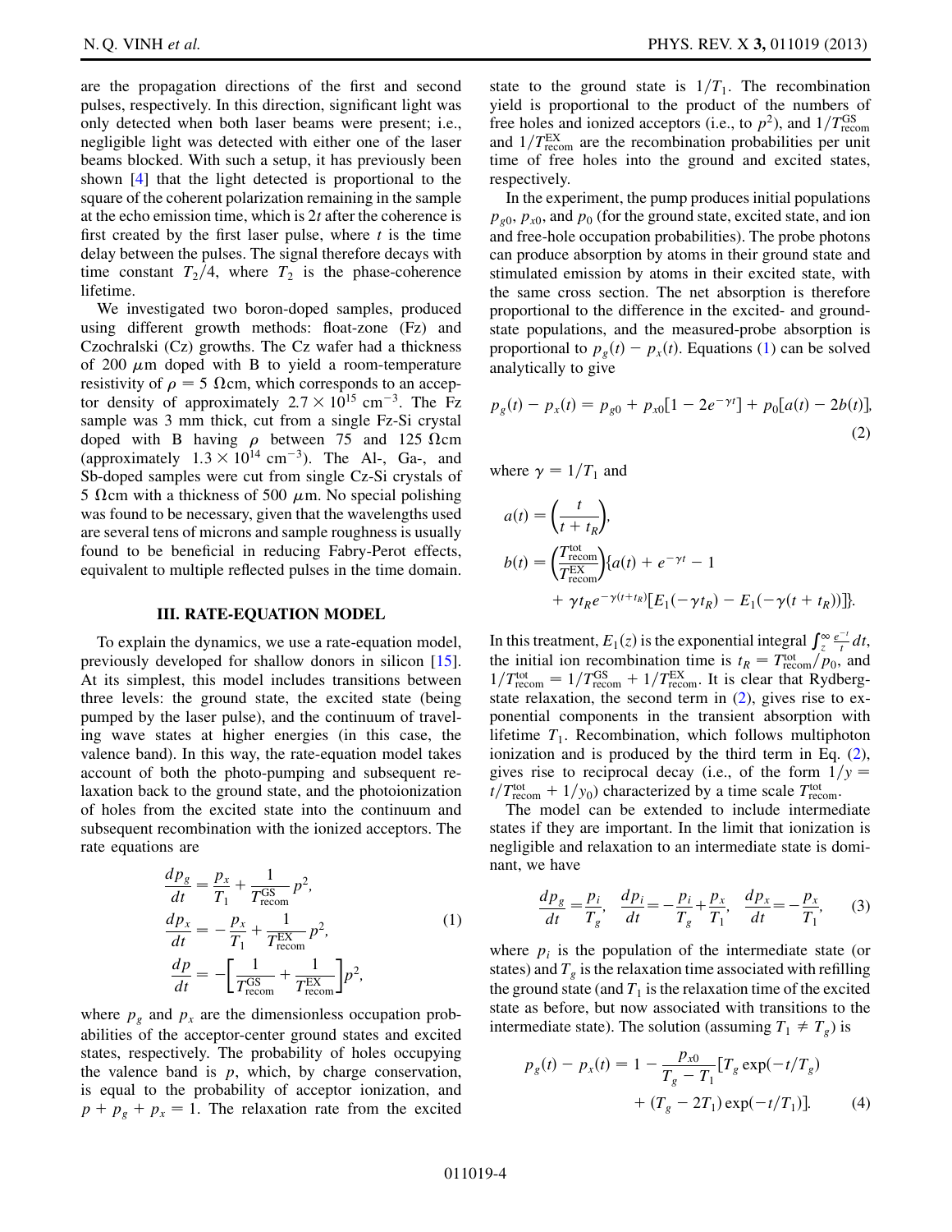are the propagation directions of the first and second pulses, respectively. In this direction, significant light was only detected when both laser beams were present; i.e., negligible light was detected with either one of the laser beams blocked. With such a setup, it has previously been shown [4] that the light detected is proportional to the square of the coherent polarization remaining in the sample at the echo emission time, which is $2t$ after the coherence is first created by the first laser pulse, where $t$ is the time delay between the pulses. The signal therefore decays with time constant $T_2/4$, where $T_2$ is the phase-coherence lifetime.

We investigated two boron-doped samples, produced using different growth methods: float-zone (Fz) and Czochralski (Cz) growths. The Cz wafer had a thickness of 200 $\mu$m doped with B to yield a room-temperature resistivity of $\rho = 5\ \Omega$cm, which corresponds to an acceptor density of approximately $2.7 \times 10^{15}$ cm$^{-3}$. The Fz sample was 3 mm thick, cut from a single Fz-Si crystal doped with B having $\rho$ between 75 and 125 $\Omega$cm (approximately $1.3 \times 10^{14}$ cm$^{-3}$). The Al-, Ga-, and Sb-doped samples were cut from single Cz-Si crystals of 5 $\Omega$cm with a thickness of 500 $\mu$m. No special polishing was found to be necessary, given that the wavelengths used are several tens of microns and sample roughness is usually found to be beneficial in reducing Fabry-Perot effects, equivalent to multiple reflected pulses in the time domain.

## III. RATE-EQUATION MODEL

To explain the dynamics, we use a rate-equation model, previously developed for shallow donors in silicon [15]. At its simplest, this model includes transitions between three levels: the ground state, the excited state (being pumped by the laser pulse), and the continuum of traveling wave states at higher energies (in this case, the valence band). In this way, the rate-equation model takes account of both the photo-pumping and subsequent relaxation back to the ground state, and the photoionization of holes from the excited state into the continuum and subsequent recombination with the ionized acceptors. The rate equations are

$$\begin{aligned} \frac{dp_g}{dt} &= \frac{p_x}{T_1} + \frac{1}{T_{\text{recom}}^{\text{GS}}} p^2, \\ \frac{dp_x}{dt} &= -\frac{p_x}{T_1} + \frac{1}{T_{\text{recom}}^{\text{EX}}} p^2, \\ \frac{dp}{dt} &= -\left[\frac{1}{T_{\text{recom}}^{\text{GS}}} + \frac{1}{T_{\text{recom}}^{\text{EX}}}\right] p^2, \end{aligned} \tag{1}$$

where $p_g$ and $p_x$ are the dimensionless occupation probabilities of the acceptor-center ground states and excited states, respectively. The probability of holes occupying the valence band is $p$, which, by charge conservation, is equal to the probability of acceptor ionization, and $p + p_g + p_x = 1$. The relaxation rate from the excited state to the ground state is $1/T_1$. The recombination yield is proportional to the product of the numbers of free holes and ionized acceptors (i.e., to $p^2$), and $1/T_{\text{recom}}^{\text{GS}}$ and $1/T_{\text{recom}}^{\text{EX}}$ are the recombination probabilities per unit time of free holes into the ground and excited states, respectively.

In the experiment, the pump produces initial populations $p_{g0}$, $p_{x0}$, and $p_0$ (for the ground state, excited state, and ion and free-hole occupation probabilities). The probe photons can produce absorption by atoms in their ground state and stimulated emission by atoms in their excited state, with the same cross section. The net absorption is therefore proportional to the difference in the excited- and ground-state populations, and the measured-probe absorption is proportional to $p_g(t) - p_x(t)$. Equations (1) can be solved analytically to give

$$p_g(t) - p_x(t) = p_{g0} + p_{x0}[1 - 2e^{-\gamma t}] + p_0[a(t) - 2b(t)], \tag{2}$$

where $\gamma = 1/T_1$ and

$$\begin{aligned} a(t) &= \left(\frac{t}{t + t_R}\right), \\ b(t) &= \left(\frac{T_{\text{recom}}^{\text{tot}}}{T_{\text{recom}}^{\text{EX}}}\right)\{a(t) + e^{-\gamma t} - 1 \\ &\quad + \gamma t_R e^{-\gamma(t+t_R)}[E_1(-\gamma t_R) - E_1(-\gamma(t + t_R))]\}. \end{aligned}$$

In this treatment, $E_1(z)$ is the exponential integral $\int_z^\infty \frac{e^{-t}}{t} dt$, the initial ion recombination time is $t_R = T_{\text{recom}}^{\text{tot}}/p_0$, and $1/T_{\text{recom}}^{\text{tot}} = 1/T_{\text{recom}}^{\text{GS}} + 1/T_{\text{recom}}^{\text{EX}}$. It is clear that Rydberg-state relaxation, the second term in (2), gives rise to exponential components in the transient absorption with lifetime $T_1$. Recombination, which follows multiphoton ionization and is produced by the third term in Eq. (2), gives rise to reciprocal decay (i.e., of the form $1/y = t/T_{\text{recom}}^{\text{tot}} + 1/y_0$) characterized by a time scale $T_{\text{recom}}^{\text{tot}}$.

The model can be extended to include intermediate states if they are important. In the limit that ionization is negligible and relaxation to an intermediate state is dominant, we have

$$\frac{dp_g}{dt} = \frac{p_i}{T_g}, \quad \frac{dp_i}{dt} = -\frac{p_i}{T_g} + \frac{p_x}{T_1}, \quad \frac{dp_x}{dt} = -\frac{p_x}{T_1}, \tag{3}$$

where $p_i$ is the population of the intermediate state (or states) and $T_g$ is the relaxation time associated with refilling the ground state (and $T_1$ is the relaxation time of the excited state as before, but now associated with transitions to the intermediate state). The solution (assuming $T_1 \neq T_g$) is

$$\begin{aligned} p_g(t) - p_x(t) = 1 - \frac{p_{x0}}{T_g - T_1}[T_g \exp(-t/T_g) \\ + (T_g - 2T_1)\exp(-t/T_1)]. \end{aligned} \tag{4}$$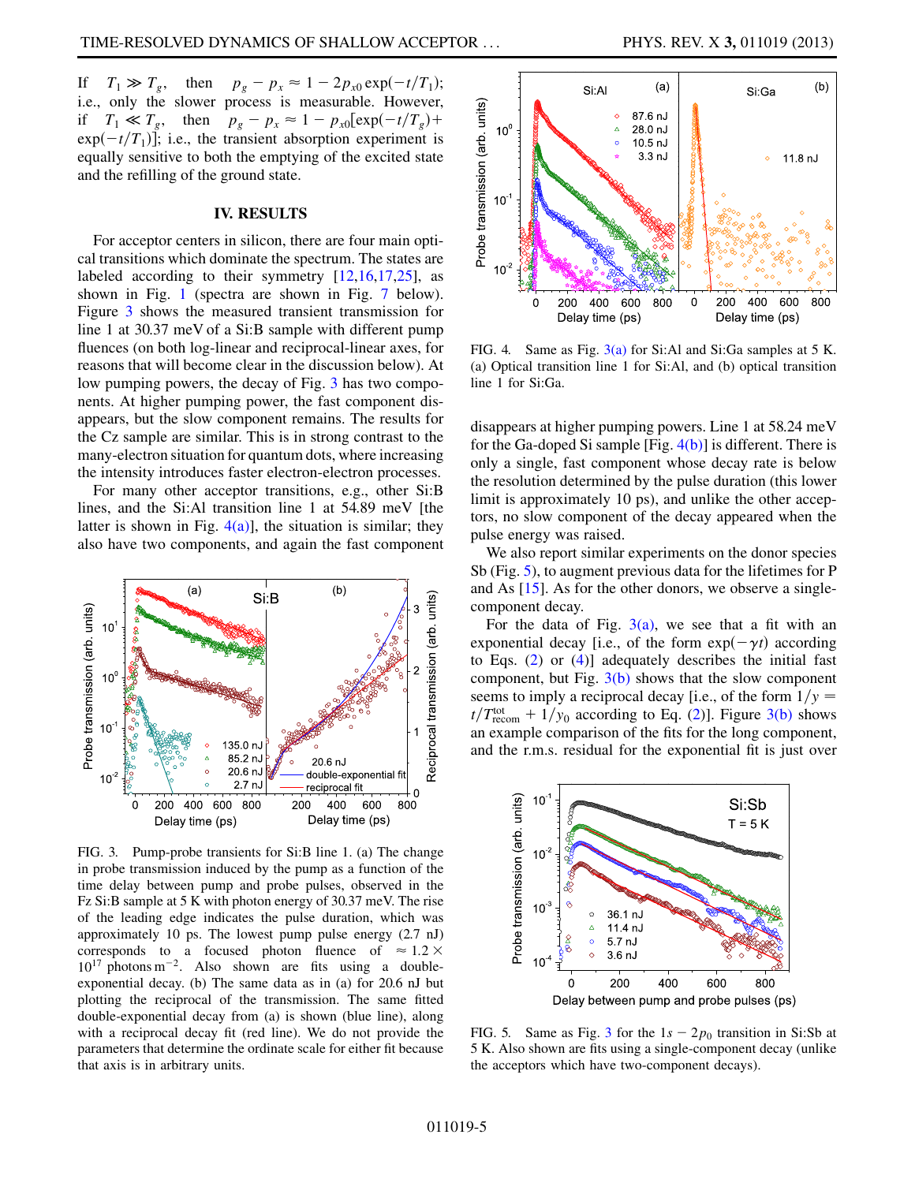If $T_1 \gg T_g$, then $p_g - p_x \approx 1 - 2p_{x0}\exp(-t/T_1)$; i.e., only the slower process is measurable. However, if $T_1 \ll T_g$, then $p_g - p_x \approx 1 - p_{x0}[\exp(-t/T_g) + \exp(-t/T_1)]$; i.e., the transient absorption experiment is equally sensitive to both the emptying of the excited state and the refilling of the ground state.

## IV. RESULTS

For acceptor centers in silicon, there are four main optical transitions which dominate the spectrum. The states are labeled according to their symmetry [12,16,17,25], as shown in Fig. 1 (spectra are shown in Fig. 7 below). Figure 3 shows the measured transient transmission for line 1 at 30.37 meV of a Si:B sample with different pump fluences (on both log-linear and reciprocal-linear axes, for reasons that will become clear in the discussion below). At low pumping powers, the decay of Fig. 3 has two components. At higher pumping power, the fast component disappears, but the slow component remains. The results for the Cz sample are similar. This is in strong contrast to the many-electron situation for quantum dots, where increasing the intensity introduces faster electron-electron processes.

For many other acceptor transitions, e.g., other Si:B lines, and the Si:Al transition line 1 at 54.89 meV [the latter is shown in Fig. 4(a)], the situation is similar; they also have two components, and again the fast component disappears at higher pumping powers. Line 1 at 58.24 meV for the Ga-doped Si sample [Fig. 4(b)] is different. There is only a single, fast component whose decay rate is below the resolution determined by the pulse duration (this lower limit is approximately 10 ps), and unlike the other acceptors, no slow component of the decay appeared when the pulse energy was raised.

FIG. 3. Pump-probe transients for Si:B line 1. (a) The change in probe transmission induced by the pump as a function of the time delay between pump and probe pulses, observed in the Fz Si:B sample at 5 K with photon energy of 30.37 meV. The rise of the leading edge indicates the pulse duration, which was approximately 10 ps. The lowest pump pulse energy (2.7 nJ) corresponds to a focused photon fluence of $\approx 1.2 \times 10^{17}$ photons $\mathrm{m}^{-2}$. Also shown are fits using a double-exponential decay. (b) The same data as in (a) for 20.6 nJ but plotting the reciprocal of the transmission. The same fitted double-exponential decay from (a) is shown (blue line), along with a reciprocal decay fit (red line). We do not provide the parameters that determine the ordinate scale for either fit because that axis is in arbitrary units.

FIG. 4. Same as Fig. 3(a) for Si:Al and Si:Ga samples at 5 K. (a) Optical transition line 1 for Si:Al, and (b) optical transition line 1 for Si:Ga.

We also report similar experiments on the donor species Sb (Fig. 5), to augment previous data for the lifetimes for P and As [15]. As for the other donors, we observe a single-component decay.

For the data of Fig. 3(a), we see that a fit with an exponential decay [i.e., of the form $\exp(-\gamma t)$ according to Eqs. (2) or (4)] adequately describes the initial fast component, but Fig. 3(b) shows that the slow component seems to imply a reciprocal decay [i.e., of the form $1/y = t/T_{\mathrm{recom}}^{\mathrm{tot}} + 1/y_0$ according to Eq. (2)]. Figure 3(b) shows an example comparison of the fits for the long component, and the r.m.s. residual for the exponential fit is just over

FIG. 5. Same as Fig. 3 for the $1s - 2p_0$ transition in Si:Sb at 5 K. Also shown are fits using a single-component decay (unlike the acceptors which have two-component decays).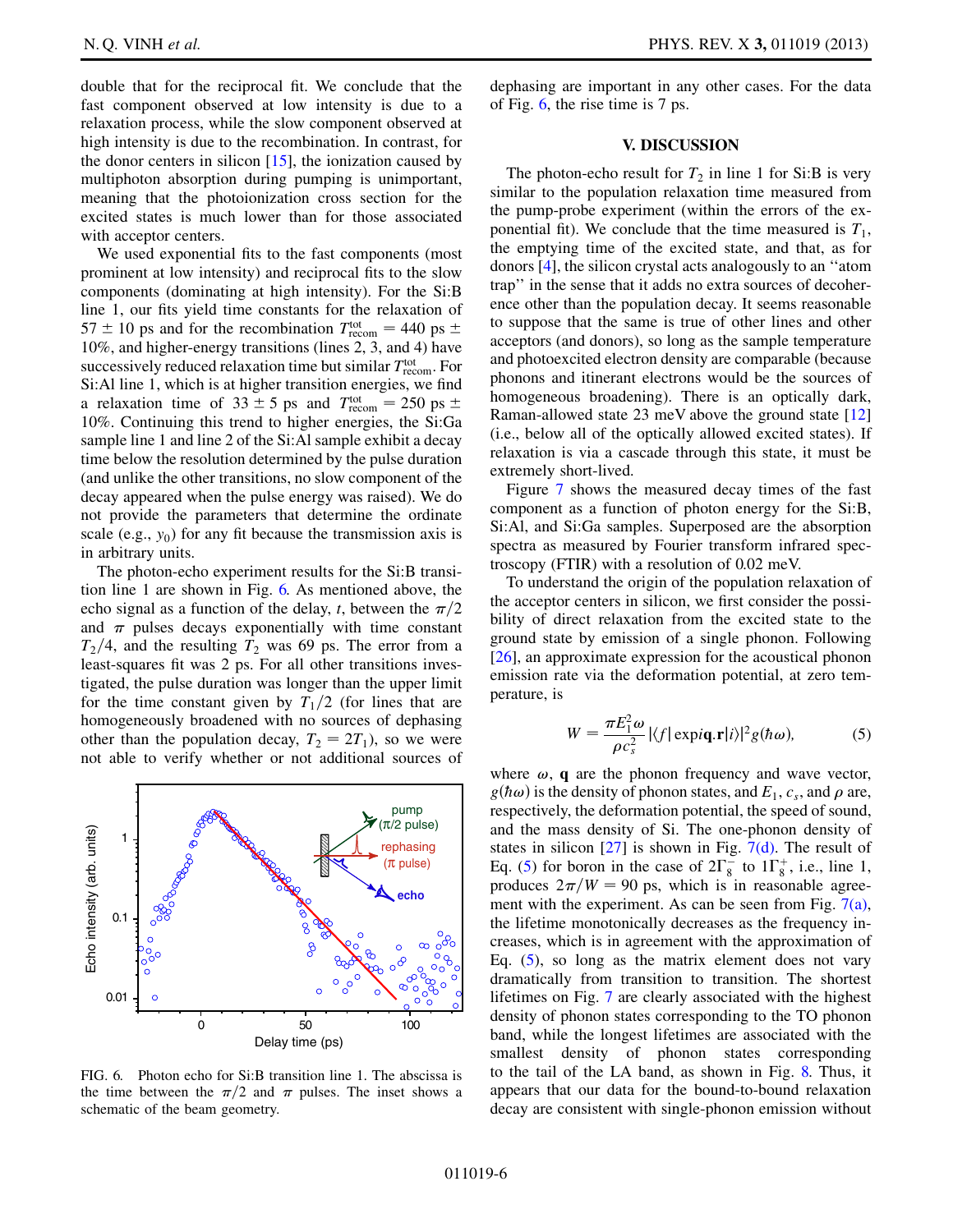double that for the reciprocal fit. We conclude that the fast component observed at low intensity is due to a relaxation process, while the slow component observed at high intensity is due to the recombination. In contrast, for the donor centers in silicon [15], the ionization caused by multiphoton absorption during pumping is unimportant, meaning that the photoionization cross section for the excited states is much lower than for those associated with acceptor centers.

We used exponential fits to the fast components (most prominent at low intensity) and reciprocal fits to the slow components (dominating at high intensity). For the Si:B line 1, our fits yield time constants for the relaxation of $57 \pm 10$ ps and for the recombination $T_{\mathrm{recom}}^{\mathrm{tot}} = 440$ ps $\pm$ 10%, and higher-energy transitions (lines 2, 3, and 4) have successively reduced relaxation time but similar $T_{\mathrm{recom}}^{\mathrm{tot}}$. For Si:Al line 1, which is at higher transition energies, we find a relaxation time of $33 \pm 5$ ps and $T_{\mathrm{recom}}^{\mathrm{tot}} = 250$ ps $\pm$ 10%. Continuing this trend to higher energies, the Si:Ga sample line 1 and line 2 of the Si:Al sample exhibit a decay time below the resolution determined by the pulse duration (and unlike the other transitions, no slow component of the decay appeared when the pulse energy was raised). We do not provide the parameters that determine the ordinate scale (e.g., $y_0$) for any fit because the transmission axis is in arbitrary units.

The photon-echo experiment results for the Si:B transition line 1 are shown in Fig. 6. As mentioned above, the echo signal as a function of the delay, $t$, between the $\pi/2$ and $\pi$ pulses decays exponentially with time constant $T_2/4$, and the resulting $T_2$ was 69 ps. The error from a least-squares fit was 2 ps. For all other transitions investigated, the pulse duration was longer than the upper limit for the time constant given by $T_1/2$ (for lines that are homogeneously broadened with no sources of dephasing other than the population decay, $T_2 = 2T_1$), so we were not able to verify whether or not additional sources of dephasing are important in any other cases. For the data of Fig. 6, the rise time is 7 ps.

FIG. 6. Photon echo for Si:B transition line 1. The abscissa is the time between the $\pi/2$ and $\pi$ pulses. The inset shows a schematic of the beam geometry.

## V. DISCUSSION

The photon-echo result for $T_2$ in line 1 for Si:B is very similar to the population relaxation time measured from the pump-probe experiment (within the errors of the exponential fit). We conclude that the time measured is $T_1$, the emptying time of the excited state, and that, as for donors [4], the silicon crystal acts analogously to an ''atom trap'' in the sense that it adds no extra sources of decoherence other than the population decay. It seems reasonable to suppose that the same is true of other lines and other acceptors (and donors), so long as the sample temperature and photoexcited electron density are comparable (because phonons and itinerant electrons would be the sources of homogeneous broadening). There is an optically dark, Raman-allowed state 23 meV above the ground state [12] (i.e., below all of the optically allowed excited states). If relaxation is via a cascade through this state, it must be extremely short-lived.

Figure 7 shows the measured decay times of the fast component as a function of photon energy for the Si:B, Si:Al, and Si:Ga samples. Superposed are the absorption spectra as measured by Fourier transform infrared spectroscopy (FTIR) with a resolution of 0.02 meV.

To understand the origin of the population relaxation of the acceptor centers in silicon, we first consider the possibility of direct relaxation from the excited state to the ground state by emission of a single phonon. Following [26], an approximate expression for the acoustical phonon emission rate via the deformation potential, at zero temperature, is

$$W = \frac{\pi E_1^2 \omega}{\rho c_s^2} |\langle f| \exp i\mathbf{q}.\mathbf{r}|i\rangle|^2 g(\hbar\omega), \tag{5}$$

where $\omega$, $\mathbf{q}$ are the phonon frequency and wave vector, $g(\hbar\omega)$ is the density of phonon states, and $E_1$, $c_s$, and $\rho$ are, respectively, the deformation potential, the speed of sound, and the mass density of Si. The one-phonon density of states in silicon [27] is shown in Fig. 7(d). The result of Eq. (5) for boron in the case of $2\Gamma_8^-$ to $1\Gamma_8^+$, i.e., line 1, produces $2\pi/W = 90$ ps, which is in reasonable agreement with the experiment. As can be seen from Fig. 7(a), the lifetime monotonically decreases as the frequency increases, which is in agreement with the approximation of Eq. (5), so long as the matrix element does not vary dramatically from transition to transition. The shortest lifetimes on Fig. 7 are clearly associated with the highest density of phonon states corresponding to the TO phonon band, while the longest lifetimes are associated with the smallest density of phonon states corresponding to the tail of the LA band, as shown in Fig. 8. Thus, it appears that our data for the bound-to-bound relaxation decay are consistent with single-phonon emission without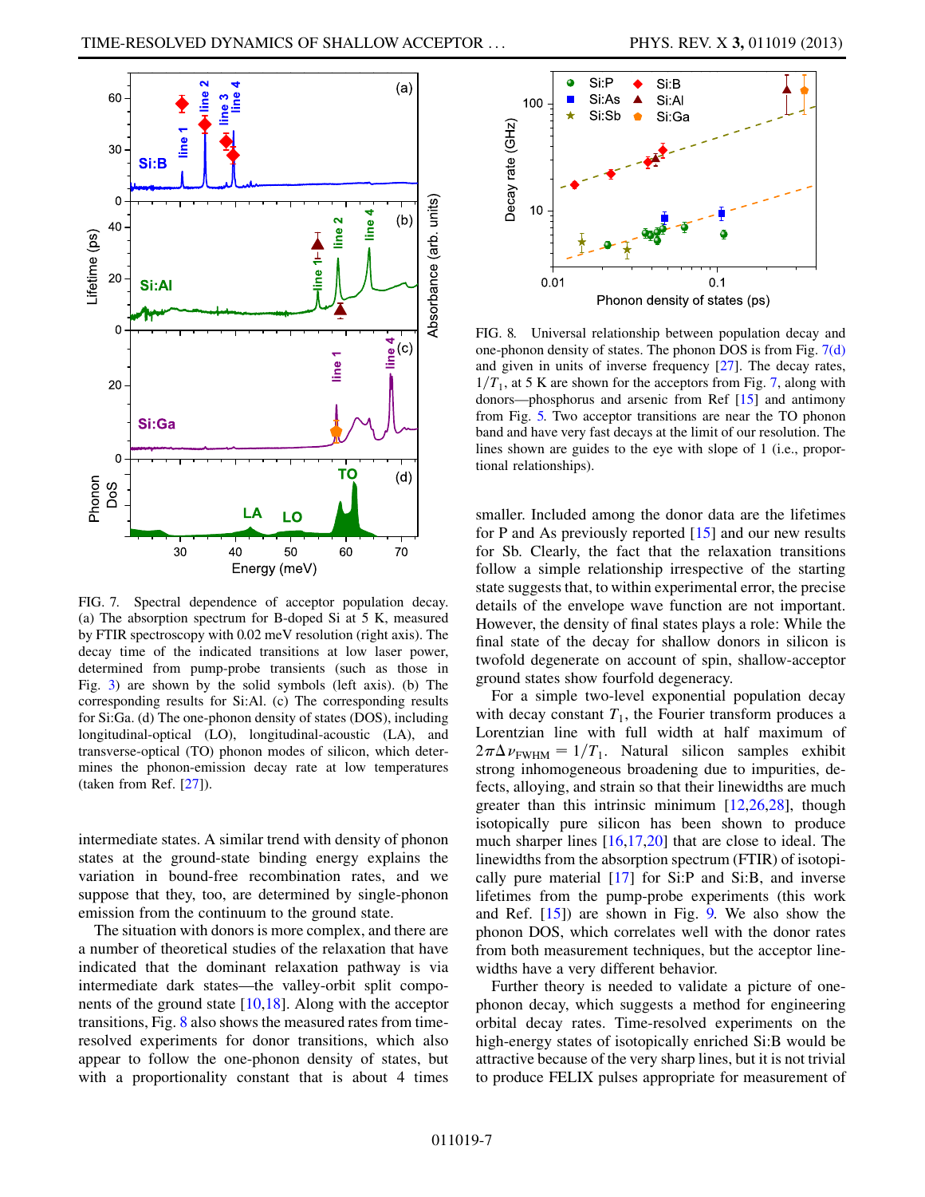FIG. 7. Spectral dependence of acceptor population decay. (a) The absorption spectrum for B-doped Si at 5 K, measured by FTIR spectroscopy with 0.02 meV resolution (right axis). The decay time of the indicated transitions at low laser power, determined from pump-probe transients (such as those in Fig. 3) are shown by the solid symbols (left axis). (b) The corresponding results for Si:Al. (c) The corresponding results for Si:Ga. (d) The one-phonon density of states (DOS), including longitudinal-optical (LO), longitudinal-acoustic (LA), and transverse-optical (TO) phonon modes of silicon, which determines the phonon-emission decay rate at low temperatures (taken from Ref. [27]).

intermediate states. A similar trend with density of phonon states at the ground-state binding energy explains the variation in bound-free recombination rates, and we suppose that they, too, are determined by single-phonon emission from the continuum to the ground state.

The situation with donors is more complex, and there are a number of theoretical studies of the relaxation that have indicated that the dominant relaxation pathway is via intermediate dark states—the valley-orbit split components of the ground state [10,18]. Along with the acceptor transitions, Fig. 8 also shows the measured rates from time-resolved experiments for donor transitions, which also appear to follow the one-phonon density of states, but with a proportionality constant that is about 4 times smaller. Included among the donor data are the lifetimes for P and As previously reported [15] and our new results for Sb. Clearly, the fact that the relaxation transitions follow a simple relationship irrespective of the starting state suggests that, to within experimental error, the precise details of the envelope wave function are not important. However, the density of final states plays a role: While the final state of the decay for shallow donors in silicon is twofold degenerate on account of spin, shallow-acceptor ground states show fourfold degeneracy.

FIG. 8. Universal relationship between population decay and one-phonon density of states. The phonon DOS is from Fig. 7(d) and given in units of inverse frequency [27]. The decay rates, $1/T_1$, at 5 K are shown for the acceptors from Fig. 7, along with donors—phosphorus and arsenic from Ref [15] and antimony from Fig. 5. Two acceptor transitions are near the TO phonon band and have very fast decays at the limit of our resolution. The lines shown are guides to the eye with slope of 1 (i.e., proportional relationships).

For a simple two-level exponential population decay with decay constant $T_1$, the Fourier transform produces a Lorentzian line with full width at half maximum of $2\pi\Delta\nu_{\mathrm{FWHM}} = 1/T_1$. Natural silicon samples exhibit strong inhomogeneous broadening due to impurities, defects, alloying, and strain so that their linewidths are much greater than this intrinsic minimum [12,26,28], though isotopically pure silicon has been shown to produce much sharper lines [16,17,20] that are close to ideal. The linewidths from the absorption spectrum (FTIR) of isotopically pure material [17] for Si:P and Si:B, and inverse lifetimes from the pump-probe experiments (this work and Ref. [15]) are shown in Fig. 9. We also show the phonon DOS, which correlates well with the donor rates from both measurement techniques, but the acceptor linewidths have a very different behavior.

Further theory is needed to validate a picture of one-phonon decay, which suggests a method for engineering orbital decay rates. Time-resolved experiments on the high-energy states of isotopically enriched Si:B would be attractive because of the very sharp lines, but it is not trivial to produce FELIX pulses appropriate for measurement of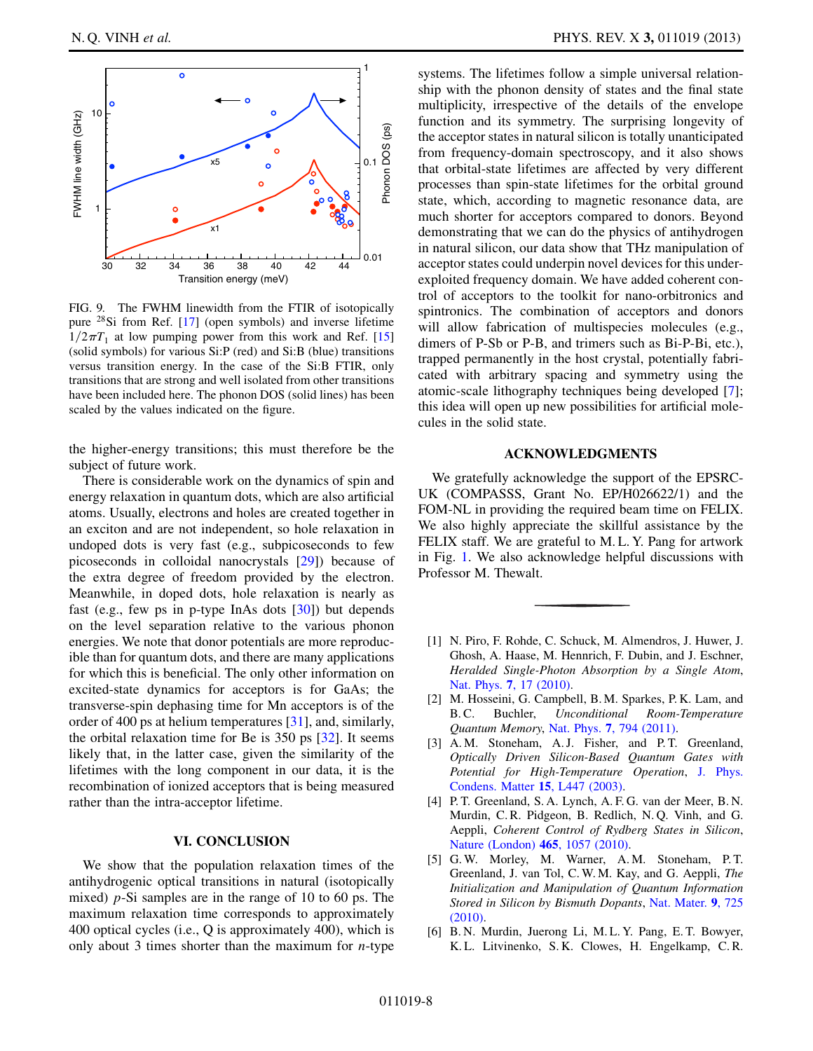FIG. 9. The FWHM linewidth from the FTIR of isotopically pure $^{28}$Si from Ref. [17] (open symbols) and inverse lifetime $1/2\pi T_1$ at low pumping power from this work and Ref. [15] (solid symbols) for various Si:P (red) and Si:B (blue) transitions versus transition energy. In the case of the Si:B FTIR, only transitions that are strong and well isolated from other transitions have been included here. The phonon DOS (solid lines) has been scaled by the values indicated on the figure.

the higher-energy transitions; this must therefore be the subject of future work.

There is considerable work on the dynamics of spin and energy relaxation in quantum dots, which are also artificial atoms. Usually, electrons and holes are created together in an exciton and are not independent, so hole relaxation in undoped dots is very fast (e.g., subpicoseconds to few picoseconds in colloidal nanocrystals [29]) because of the extra degree of freedom provided by the electron. Meanwhile, in doped dots, hole relaxation is nearly as fast (e.g., few ps in p-type InAs dots [30]) but depends on the level separation relative to the various phonon energies. We note that donor potentials are more reproducible than for quantum dots, and there are many applications for which this is beneficial. The only other information on excited-state dynamics for acceptors is for GaAs; the transverse-spin dephasing time for Mn acceptors is of the order of 400 ps at helium temperatures [31], and, similarly, the orbital relaxation time for Be is 350 ps [32]. It seems likely that, in the latter case, given the similarity of the lifetimes with the long component in our data, it is the recombination of ionized acceptors that is being measured rather than the intra-acceptor lifetime.

## VI. CONCLUSION

We show that the population relaxation times of the antihydrogenic optical transitions in natural (isotopically mixed) $p$-Si samples are in the range of 10 to 60 ps. The maximum relaxation time corresponds to approximately 400 optical cycles (i.e., Q is approximately 400), which is only about 3 times shorter than the maximum for $n$-type systems. The lifetimes follow a simple universal relationship with the phonon density of states and the final state multiplicity, irrespective of the details of the envelope function and its symmetry. The surprising longevity of the acceptor states in natural silicon is totally unanticipated from frequency-domain spectroscopy, and it also shows that orbital-state lifetimes are affected by very different processes than spin-state lifetimes for the orbital ground state, which, according to magnetic resonance data, are much shorter for acceptors compared to donors. Beyond demonstrating that we can do the physics of antihydrogen in natural silicon, our data show that THz manipulation of acceptor states could underpin novel devices for this under-exploited frequency domain. We have added coherent control of acceptors to the toolkit for nano-orbitronics and spintronics. The combination of acceptors and donors will allow fabrication of multispecies molecules (e.g., dimers of P-Sb or P-B, and trimers such as Bi-P-Bi, etc.), trapped permanently in the host crystal, potentially fabricated with arbitrary spacing and symmetry using the atomic-scale lithography techniques being developed [7]; this idea will open up new possibilities for artificial molecules in the solid state.

## ACKNOWLEDGMENTS

We gratefully acknowledge the support of the EPSRC-UK (COMPASSS, Grant No. EP/H026622/1) and the FOM-NL in providing the required beam time on FELIX. We also highly appreciate the skillful assistance by the FELIX staff. We are grateful to M. L. Y. Pang for artwork in Fig. 1. We also acknowledge helpful discussions with Professor M. Thewalt.

---

[1] N. Piro, F. Rohde, C. Schuck, M. Almendros, J. Huwer, J. Ghosh, A. Haase, M. Hennrich, F. Dubin, and J. Eschner, *Heralded Single-Photon Absorption by a Single Atom*, Nat. Phys. **7**, 17 (2010).

[2] M. Hosseini, G. Campbell, B. M. Sparkes, P. K. Lam, and B. C. Buchler, *Unconditional Room-Temperature Quantum Memory*, Nat. Phys. **7**, 794 (2011).

[3] A. M. Stoneham, A. J. Fisher, and P. T. Greenland, *Optically Driven Silicon-Based Quantum Gates with Potential for High-Temperature Operation*, J. Phys. Condens. Matter **15**, L447 (2003).

[4] P. T. Greenland, S. A. Lynch, A. F. G. van der Meer, B. N. Murdin, C. R. Pidgeon, B. Redlich, N. Q. Vinh, and G. Aeppli, *Coherent Control of Rydberg States in Silicon*, Nature (London) **465**, 1057 (2010).

[5] G. W. Morley, M. Warner, A. M. Stoneham, P. T. Greenland, J. van Tol, C. W. M. Kay, and G. Aeppli, *The Initialization and Manipulation of Quantum Information Stored in Silicon by Bismuth Dopants*, Nat. Mater. **9**, 725 (2010).

[6] B. N. Murdin, Juerong Li, M. L. Y. Pang, E. T. Bowyer, K. L. Litvinenko, S. K. Clowes, H. Engelkamp, C. R.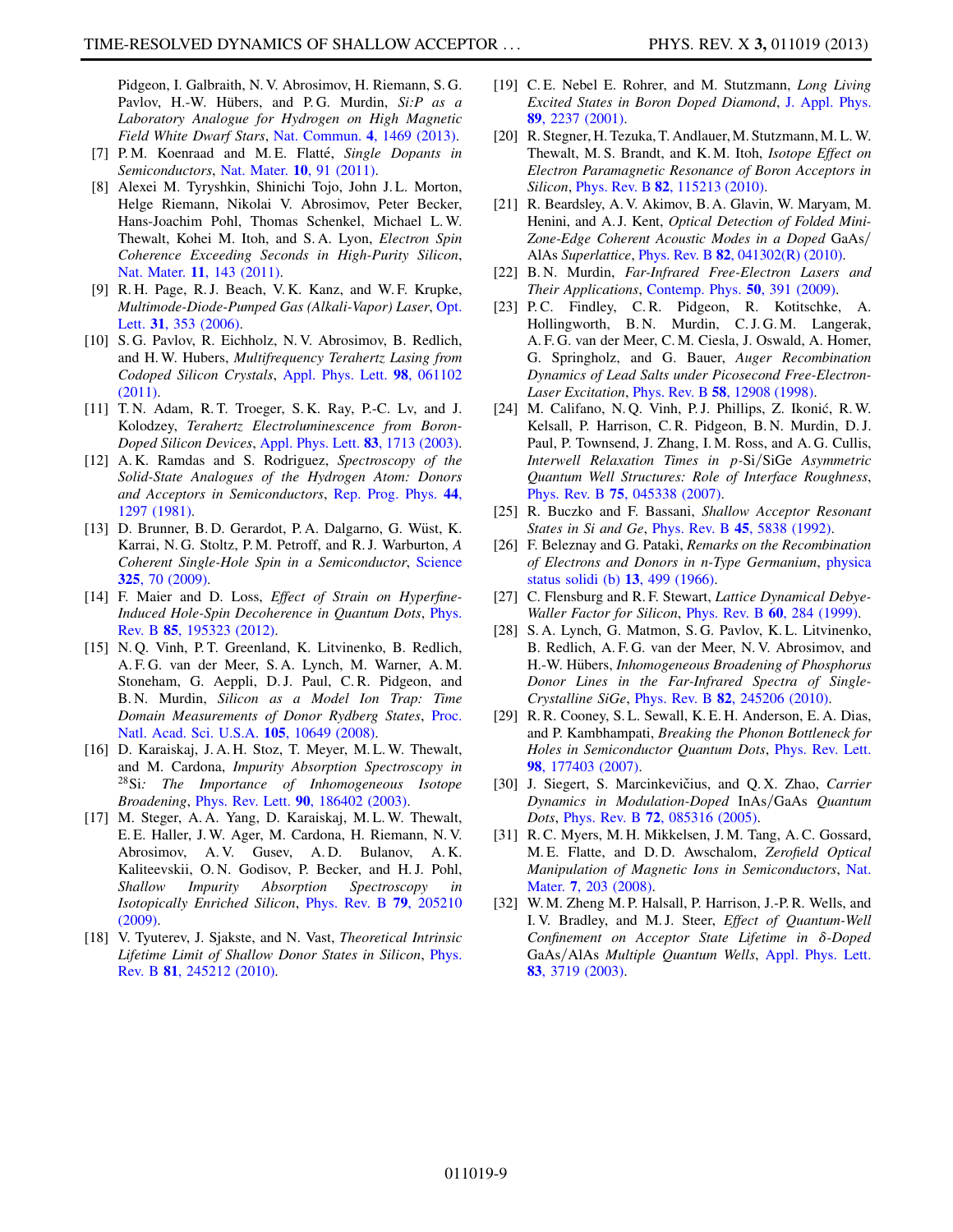Pidgeon, I. Galbraith, N. V. Abrosimov, H. Riemann, S. G. Pavlov, H.-W. Hübers, and P. G. Murdin, *Si:P as a Laboratory Analogue for Hydrogen on High Magnetic Field White Dwarf Stars*, Nat. Commun. **4**, 1469 (2013).

[7] P. M. Koenraad and M. E. Flatté, *Single Dopants in Semiconductors*, Nat. Mater. **10**, 91 (2011).

[8] Alexei M. Tyryshkin, Shinichi Tojo, John J. L. Morton, Helge Riemann, Nikolai V. Abrosimov, Peter Becker, Hans-Joachim Pohl, Thomas Schenkel, Michael L. W. Thewalt, Kohei M. Itoh, and S. A. Lyon, *Electron Spin Coherence Exceeding Seconds in High-Purity Silicon*, Nat. Mater. **11**, 143 (2011).

[9] R. H. Page, R. J. Beach, V. K. Kanz, and W. F. Krupke, *Multimode-Diode-Pumped Gas (Alkali-Vapor) Laser*, Opt. Lett. **31**, 353 (2006).

[10] S. G. Pavlov, R. Eichholz, N. V. Abrosimov, B. Redlich, and H. W. Hubers, *Multifrequency Terahertz Lasing from Codoped Silicon Crystals*, Appl. Phys. Lett. **98**, 061102 (2011).

[11] T. N. Adam, R. T. Troeger, S. K. Ray, P.-C. Lv, and J. Kolodzey, *Terahertz Electroluminescence from Boron-Doped Silicon Devices*, Appl. Phys. Lett. **83**, 1713 (2003).

[12] A. K. Ramdas and S. Rodriguez, *Spectroscopy of the Solid-State Analogues of the Hydrogen Atom: Donors and Acceptors in Semiconductors*, Rep. Prog. Phys. **44**, 1297 (1981).

[13] D. Brunner, B. D. Gerardot, P. A. Dalgarno, G. Wüst, K. Karrai, N. G. Stoltz, P. M. Petroff, and R. J. Warburton, *A Coherent Single-Hole Spin in a Semiconductor*, Science **325**, 70 (2009).

[14] F. Maier and D. Loss, *Effect of Strain on Hyperfine-Induced Hole-Spin Decoherence in Quantum Dots*, Phys. Rev. B **85**, 195323 (2012).

[15] N. Q. Vinh, P. T. Greenland, K. Litvinenko, B. Redlich, A. F. G. van der Meer, S. A. Lynch, M. Warner, A. M. Stoneham, G. Aeppli, D. J. Paul, C. R. Pidgeon, and B. N. Murdin, *Silicon as a Model Ion Trap: Time Domain Measurements of Donor Rydberg States*, Proc. Natl. Acad. Sci. U.S.A. **105**, 10649 (2008).

[16] D. Karaiskaj, J. A. H. Stoz, T. Meyer, M. L. W. Thewalt, and M. Cardona, *Impurity Absorption Spectroscopy in $^{28}$Si: The Importance of Inhomogeneous Isotope Broadening*, Phys. Rev. Lett. **90**, 186402 (2003).

[17] M. Steger, A. A. Yang, D. Karaiskaj, M. L. W. Thewalt, E. E. Haller, J. W. Ager, M. Cardona, H. Riemann, N. V. Abrosimov, A. V. Gusev, A. D. Bulanov, A. K. Kaliteevskii, O. N. Godisov, P. Becker, and H. J. Pohl, *Shallow Impurity Absorption Spectroscopy in Isotopically Enriched Silicon*, Phys. Rev. B **79**, 205210 (2009).

[18] V. Tyuterev, J. Sjakste, and N. Vast, *Theoretical Intrinsic Lifetime Limit of Shallow Donor States in Silicon*, Phys. Rev. B **81**, 245212 (2010).

[19] C. E. Nebel E. Rohrer, and M. Stutzmann, *Long Living Excited States in Boron Doped Diamond*, J. Appl. Phys. **89**, 2237 (2001).

[20] R. Stegner, H. Tezuka, T. Andlauer, M. Stutzmann, M. L. W. Thewalt, M. S. Brandt, and K. M. Itoh, *Isotope Effect on Electron Paramagnetic Resonance of Boron Acceptors in Silicon*, Phys. Rev. B **82**, 115213 (2010).

[21] R. Beardsley, A. V. Akimov, B. A. Glavin, W. Maryam, M. Henini, and A. J. Kent, *Optical Detection of Folded Mini-Zone-Edge Coherent Acoustic Modes in a Doped* GaAs/AlAs *Superlattice*, Phys. Rev. B **82**, 041302(R) (2010).

[22] B. N. Murdin, *Far-Infrared Free-Electron Lasers and Their Applications*, Contemp. Phys. **50**, 391 (2009).

[23] P. C. Findley, C. R. Pidgeon, R. Kotitschke, A. Hollingworth, B. N. Murdin, C. J. G. M. Langerak, A. F. G. van der Meer, C. M. Ciesla, J. Oswald, A. Homer, G. Springholz, and G. Bauer, *Auger Recombination Dynamics of Lead Salts under Picosecond Free-Electron-Laser Excitation*, Phys. Rev. B **58**, 12908 (1998).

[24] M. Califano, N. Q. Vinh, P. J. Phillips, Z. Ikonić, R. W. Kelsall, P. Harrison, C. R. Pidgeon, B. N. Murdin, D. J. Paul, P. Townsend, J. Zhang, I. M. Ross, and A. G. Cullis, *Interwell Relaxation Times in p*-Si/SiGe *Asymmetric Quantum Well Structures: Role of Interface Roughness*, Phys. Rev. B **75**, 045338 (2007).

[25] R. Buczko and F. Bassani, *Shallow Acceptor Resonant States in Si and Ge*, Phys. Rev. B **45**, 5838 (1992).

[26] F. Beleznay and G. Pataki, *Remarks on the Recombination of Electrons and Donors in n-Type Germanium*, physica status solidi (b) **13**, 499 (1966).

[27] C. Flensburg and R. F. Stewart, *Lattice Dynamical Debye-Waller Factor for Silicon*, Phys. Rev. B **60**, 284 (1999).

[28] S. A. Lynch, G. Matmon, S. G. Pavlov, K. L. Litvinenko, B. Redlich, A. F. G. van der Meer, N. V. Abrosimov, and H.-W. Hübers, *Inhomogeneous Broadening of Phosphorus Donor Lines in the Far-Infrared Spectra of Single-Crystalline SiGe*, Phys. Rev. B **82**, 245206 (2010).

[29] R. R. Cooney, S. L. Sewall, K. E. H. Anderson, E. A. Dias, and P. Kambhampati, *Breaking the Phonon Bottleneck for Holes in Semiconductor Quantum Dots*, Phys. Rev. Lett. **98**, 177403 (2007).

[30] J. Siegert, S. Marcinkevičius, and Q. X. Zhao, *Carrier Dynamics in Modulation-Doped* InAs/GaAs *Quantum Dots*, Phys. Rev. B **72**, 085316 (2005).

[31] R. C. Myers, M. H. Mikkelsen, J. M. Tang, A. C. Gossard, M. E. Flatte, and D. D. Awschalom, *Zerofield Optical Manipulation of Magnetic Ions in Semiconductors*, Nat. Mater. **7**, 203 (2008).

[32] W. M. Zheng M. P. Halsall, P. Harrison, J.-P. R. Wells, and I. V. Bradley, and M. J. Steer, *Effect of Quantum-Well Confinement on Acceptor State Lifetime in δ-Doped* GaAs/AlAs *Multiple Quantum Wells*, Appl. Phys. Lett. **83**, 3719 (2003).